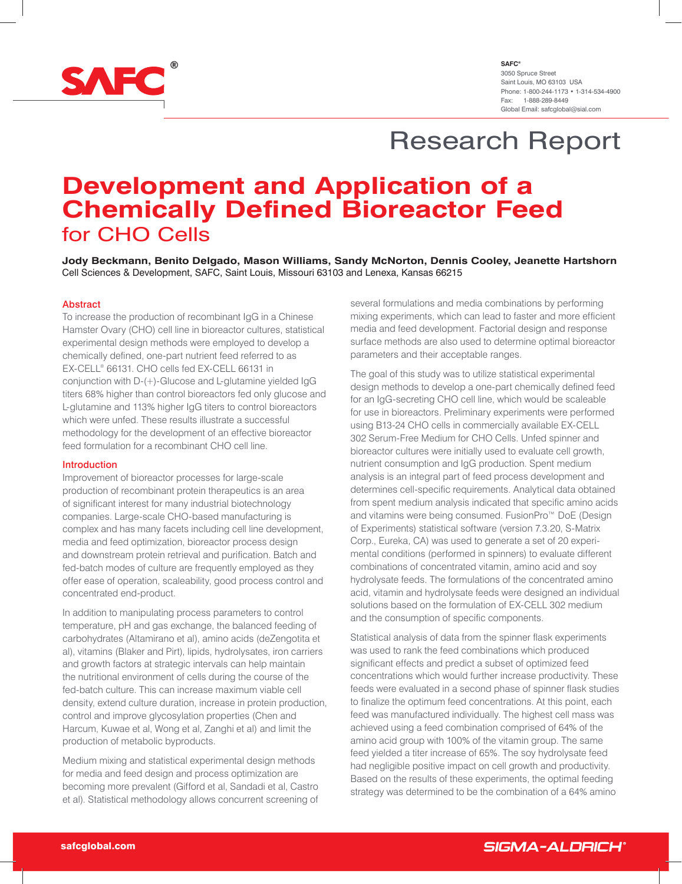**SAFC®**
3050 Spruce Street
Saint Louis, MO 63103 USA
Phone: 1-800-244-1173 • 1-314-534-4900
Fax: 1-888-289-8449
Global Email: safcglobal@sial.com

Research Report

# Development and Application of a Chemically Defined Bioreactor Feed for CHO Cells

**Jody Beckmann, Benito Delgado, Mason Williams, Sandy McNorton, Dennis Cooley, Jeanette Hartshorn**
Cell Sciences & Development, SAFC, Saint Louis, Missouri 63103 and Lenexa, Kansas 66215

## Abstract

To increase the production of recombinant IgG in a Chinese Hamster Ovary (CHO) cell line in bioreactor cultures, statistical experimental design methods were employed to develop a chemically defined, one-part nutrient feed referred to as EX-CELL® 66131. CHO cells fed EX-CELL 66131 in conjunction with D-(+)-Glucose and L-glutamine yielded IgG titers 68% higher than control bioreactors fed only glucose and L-glutamine and 113% higher IgG titers to control bioreactors which were unfed. These results illustrate a successful methodology for the development of an effective bioreactor feed formulation for a recombinant CHO cell line.

## Introduction

Improvement of bioreactor processes for large-scale production of recombinant protein therapeutics is an area of significant interest for many industrial biotechnology companies. Large-scale CHO-based manufacturing is complex and has many facets including cell line development, media and feed optimization, bioreactor process design and downstream protein retrieval and purification. Batch and fed-batch modes of culture are frequently employed as they offer ease of operation, scaleability, good process control and concentrated end-product.

In addition to manipulating process parameters to control temperature, pH and gas exchange, the balanced feeding of carbohydrates (Altamirano et al), amino acids (deZengotita et al), vitamins (Blaker and Pirt), lipids, hydrolysates, iron carriers and growth factors at strategic intervals can help maintain the nutritional environment of cells during the course of the fed-batch culture. This can increase maximum viable cell density, extend culture duration, increase in protein production, control and improve glycosylation properties (Chen and Harcum, Kuwae et al, Wong et al, Zanghi et al) and limit the production of metabolic byproducts.

Medium mixing and statistical experimental design methods for media and feed design and process optimization are becoming more prevalent (Gifford et al, Sandadi et al, Castro et al). Statistical methodology allows concurrent screening of several formulations and media combinations by performing mixing experiments, which can lead to faster and more efficient media and feed development. Factorial design and response surface methods are also used to determine optimal bioreactor parameters and their acceptable ranges.

The goal of this study was to utilize statistical experimental design methods to develop a one-part chemically defined feed for an IgG-secreting CHO cell line, which would be scaleable for use in bioreactors. Preliminary experiments were performed using B13-24 CHO cells in commercially available EX-CELL 302 Serum-Free Medium for CHO Cells. Unfed spinner and bioreactor cultures were initially used to evaluate cell growth, nutrient consumption and IgG production. Spent medium analysis is an integral part of feed process development and determines cell-specific requirements. Analytical data obtained from spent medium analysis indicated that specific amino acids and vitamins were being consumed. FusionPro™ DoE (Design of Experiments) statistical software (version 7.3.20, S-Matrix Corp., Eureka, CA) was used to generate a set of 20 experimental conditions (performed in spinners) to evaluate different combinations of concentrated vitamin, amino acid and soy hydrolysate feeds. The formulations of the concentrated amino acid, vitamin and hydrolysate feeds were designed an individual solutions based on the formulation of EX-CELL 302 medium and the consumption of specific components.

Statistical analysis of data from the spinner flask experiments was used to rank the feed combinations which produced significant effects and predict a subset of optimized feed concentrations which would further increase productivity. These feeds were evaluated in a second phase of spinner flask studies to finalize the optimum feed concentrations. At this point, each feed was manufactured individually. The highest cell mass was achieved using a feed combination comprised of 64% of the amino acid group with 100% of the vitamin group. The same feed yielded a titer increase of 65%. The soy hydrolysate feed had negligible positive impact on cell growth and productivity. Based on the results of these experiments, the optimal feeding strategy was determined to be the combination of a 64% amino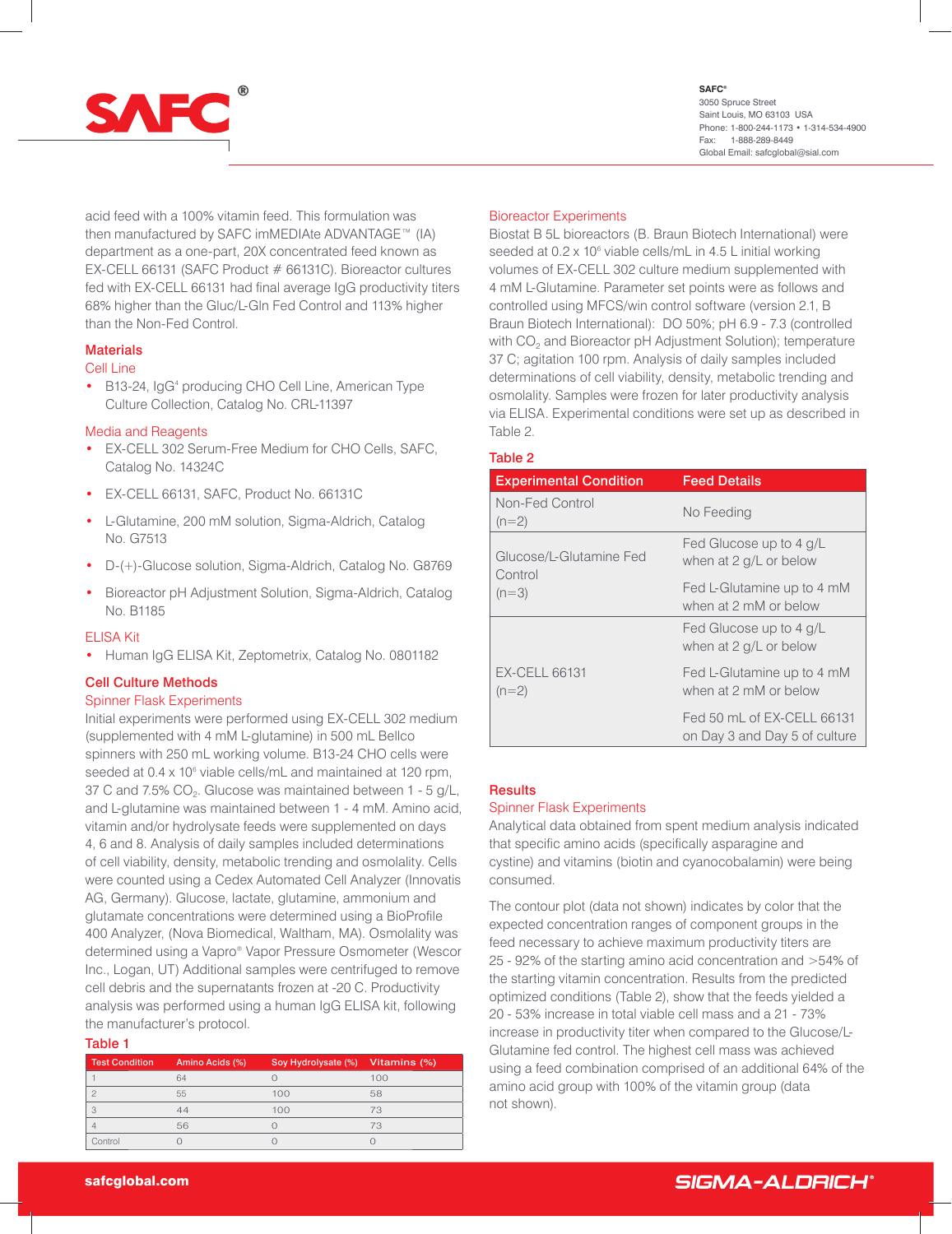acid feed with a 100% vitamin feed. This formulation was then manufactured by SAFC imMEDIAte ADVANTAGE™ (IA) department as a one-part, 20X concentrated feed known as EX-CELL 66131 (SAFC Product # 66131C). Bioreactor cultures fed with EX-CELL 66131 had final average IgG productivity titers 68% higher than the Gluc/L-Gln Fed Control and 113% higher than the Non-Fed Control.

## Materials

### Cell Line

- B13-24, IgG[4] producing CHO Cell Line, American Type Culture Collection, Catalog No. CRL-11397

### Media and Reagents

- EX-CELL 302 Serum-Free Medium for CHO Cells, SAFC, Catalog No. 14324C
- EX-CELL 66131, SAFC, Product No. 66131C
- L-Glutamine, 200 mM solution, Sigma-Aldrich, Catalog No. G7513
- D-(+)-Glucose solution, Sigma-Aldrich, Catalog No. G8769
- Bioreactor pH Adjustment Solution, Sigma-Aldrich, Catalog No. B1185

### ELISA Kit

- Human IgG ELISA Kit, Zeptometrix, Catalog No. 0801182

## Cell Culture Methods

### Spinner Flask Experiments

Initial experiments were performed using EX-CELL 302 medium (supplemented with 4 mM L-glutamine) in 500 mL Bellco spinners with 250 mL working volume. B13-24 CHO cells were seeded at 0.4 x $10^6$ viable cells/mL and maintained at 120 rpm, 37 C and 7.5% $CO_2$. Glucose was maintained between 1 - 5 g/L, and L-glutamine was maintained between 1 - 4 mM. Amino acid, vitamin and/or hydrolysate feeds were supplemented on days 4, 6 and 8. Analysis of daily samples included determinations of cell viability, density, metabolic trending and osmolality. Cells were counted using a Cedex Automated Cell Analyzer (Innovatis AG, Germany). Glucose, lactate, glutamine, ammonium and glutamate concentrations were determined using a BioProfile 400 Analyzer, (Nova Biomedical, Waltham, MA). Osmolality was determined using a Vapro® Vapor Pressure Osmometer (Wescor Inc., Logan, UT) Additional samples were centrifuged to remove cell debris and the supernatants frozen at -20 C. Productivity analysis was performed using a human IgG ELISA kit, following the manufacturer's protocol.

### Table 1

| Test Condition | Amino Acids (%) | Soy Hydrolysate (%) | Vitamins (%) |
|---|---|---|---|
| 1 | 64 | 0 | 100 |
| 2 | 55 | 100 | 58 |
| 3 | 44 | 100 | 73 |
| 4 | 56 | 0 | 73 |
| Control | 0 | 0 | 0 |

### Bioreactor Experiments

Biostat B 5L bioreactors (B. Braun Biotech International) were seeded at 0.2 x $10^6$ viable cells/mL in 4.5 L initial working volumes of EX-CELL 302 culture medium supplemented with 4 mM L-Glutamine. Parameter set points were as follows and controlled using MFCS/win control software (version 2.1, B Braun Biotech International): DO 50%; pH 6.9 - 7.3 (controlled with $CO_2$ and Bioreactor pH Adjustment Solution); temperature 37 C; agitation 100 rpm. Analysis of daily samples included determinations of cell viability, density, metabolic trending and osmolality. Samples were frozen for later productivity analysis via ELISA. Experimental conditions were set up as described in Table 2.

### Table 2

| Experimental Condition | Feed Details |
|---|---|
| Non-Fed Control (n=2) | No Feeding |
| Glucose/L-Glutamine Fed Control (n=3) | Fed Glucose up to 4 g/L when at 2 g/L or below<br>Fed L-Glutamine up to 4 mM when at 2 mM or below |
| EX-CELL 66131 (n=2) | Fed Glucose up to 4 g/L when at 2 g/L or below<br>Fed L-Glutamine up to 4 mM when at 2 mM or below<br>Fed 50 mL of EX-CELL 66131 on Day 3 and Day 5 of culture |

## Results

### Spinner Flask Experiments

Analytical data obtained from spent medium analysis indicated that specific amino acids (specifically asparagine and cystine) and vitamins (biotin and cyanocobalamin) were being consumed.

The contour plot (data not shown) indicates by color that the expected concentration ranges of component groups in the feed necessary to achieve maximum productivity titers are 25 - 92% of the starting amino acid concentration and >54% of the starting vitamin concentration. Results from the predicted optimized conditions (Table 2), show that the feeds yielded a 20 - 53% increase in total viable cell mass and a 21 - 73% increase in productivity titer when compared to the Glucose/L-Glutamine fed control. The highest cell mass was achieved using a feed combination comprised of an additional 64% of the amino acid group with 100% of the vitamin group (data not shown).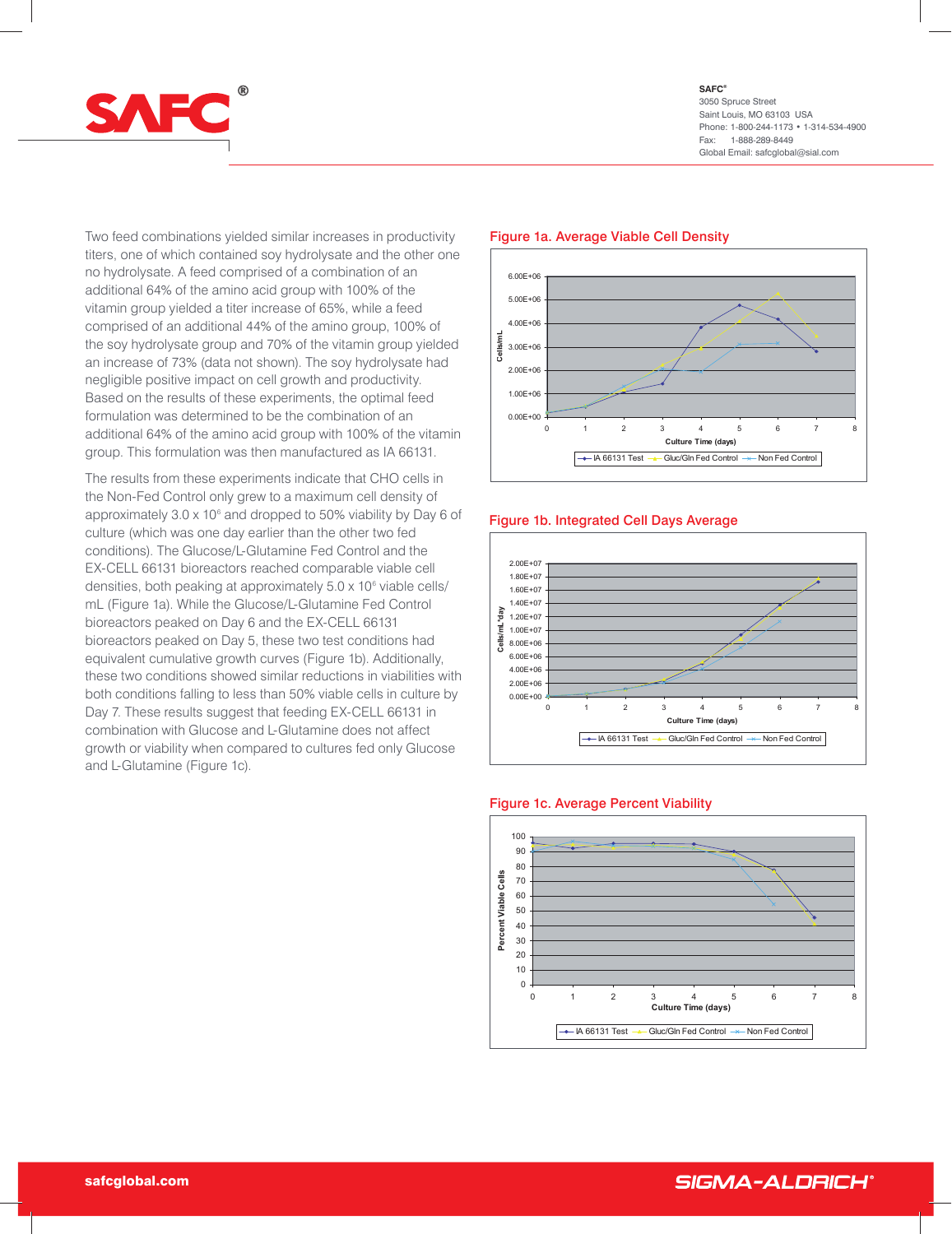Two feed combinations yielded similar increases in productivity titers, one of which contained soy hydrolysate and the other one no hydrolysate. A feed comprised of a combination of an additional 64% of the amino acid group with 100% of the vitamin group yielded a titer increase of 65%, while a feed comprised of an additional 44% of the amino group, 100% of the soy hydrolysate group and 70% of the vitamin group yielded an increase of 73% (data not shown). The soy hydrolysate had negligible positive impact on cell growth and productivity. Based on the results of these experiments, the optimal feed formulation was determined to be the combination of an additional 64% of the amino acid group with 100% of the vitamin group. This formulation was then manufactured as IA 66131.

The results from these experiments indicate that CHO cells in the Non-Fed Control only grew to a maximum cell density of approximately $3.0 \times 10^6$ and dropped to 50% viability by Day 6 of culture (which was one day earlier than the other two fed conditions). The Glucose/L-Glutamine Fed Control and the EX-CELL 66131 bioreactors reached comparable viable cell densities, both peaking at approximately $5.0 \times 10^6$ viable cells/mL (Figure 1a). While the Glucose/L-Glutamine Fed Control bioreactors peaked on Day 6 and the EX-CELL 66131 bioreactors peaked on Day 5, these two test conditions had equivalent cumulative growth curves (Figure 1b). Additionally, these two conditions showed similar reductions in viabilities with both conditions falling to less than 50% viable cells in culture by Day 7. These results suggest that feeding EX-CELL 66131 in combination with Glucose and L-Glutamine does not affect growth or viability when compared to cultures fed only Glucose and L-Glutamine (Figure 1c).

**Figure 1a. Average Viable Cell Density**

**Figure 1b. Integrated Cell Days Average**

**Figure 1c. Average Percent Viability**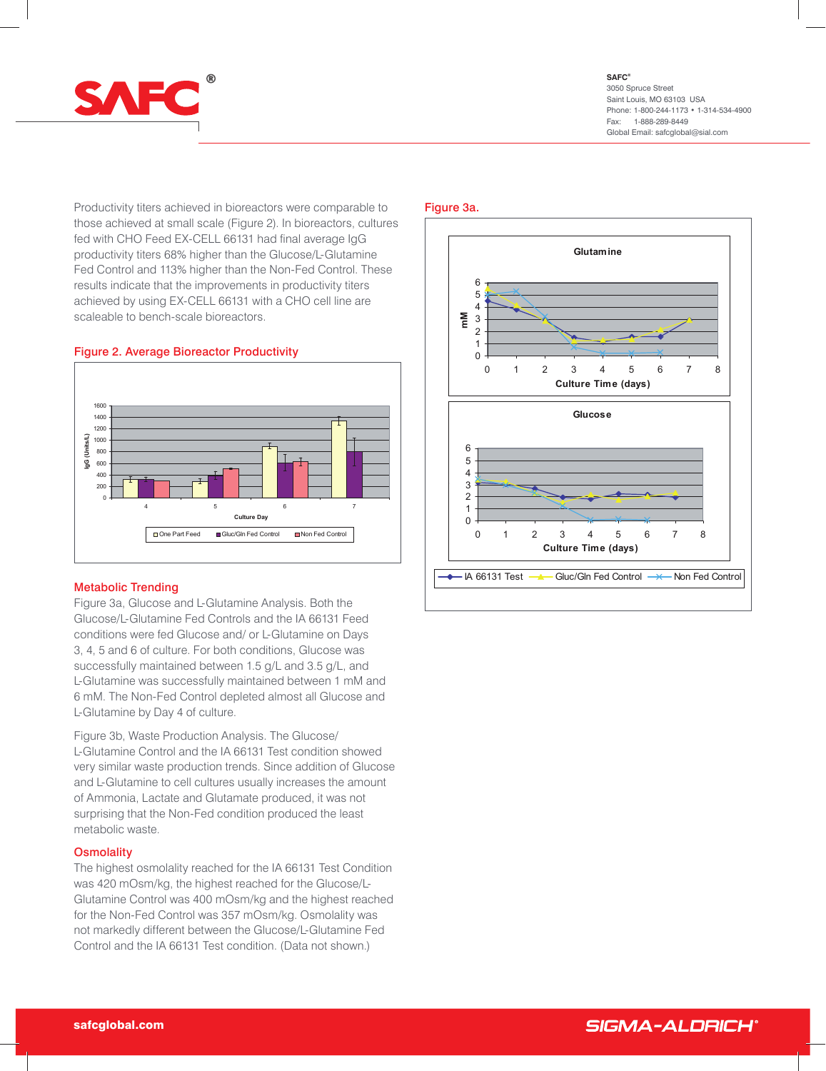Productivity titers achieved in bioreactors were comparable to those achieved at small scale (Figure 2). In bioreactors, cultures fed with CHO Feed EX-CELL 66131 had final average IgG productivity titers 68% higher than the Glucose/L-Glutamine Fed Control and 113% higher than the Non-Fed Control. These results indicate that the improvements in productivity titers achieved by using EX-CELL 66131 with a CHO cell line are scaleable to bench-scale bioreactors.

## Figure 2. Average Bioreactor Productivity

## Metabolic Trending

Figure 3a, Glucose and L-Glutamine Analysis. Both the Glucose/L-Glutamine Fed Controls and the IA 66131 Feed conditions were fed Glucose and/ or L-Glutamine on Days 3, 4, 5 and 6 of culture. For both conditions, Glucose was successfully maintained between 1.5 g/L and 3.5 g/L, and L-Glutamine was successfully maintained between 1 mM and 6 mM. The Non-Fed Control depleted almost all Glucose and L-Glutamine by Day 4 of culture.

Figure 3b, Waste Production Analysis. The Glucose/ L-Glutamine Control and the IA 66131 Test condition showed very similar waste production trends. Since addition of Glucose and L-Glutamine to cell cultures usually increases the amount of Ammonia, Lactate and Glutamate produced, it was not surprising that the Non-Fed condition produced the least metabolic waste.

## Osmolality

The highest osmolality reached for the IA 66131 Test Condition was 420 mOsm/kg, the highest reached for the Glucose/L-Glutamine Control was 400 mOsm/kg and the highest reached for the Non-Fed Control was 357 mOsm/kg. Osmolality was not markedly different between the Glucose/L-Glutamine Fed Control and the IA 66131 Test condition. (Data not shown.)

## Figure 3a.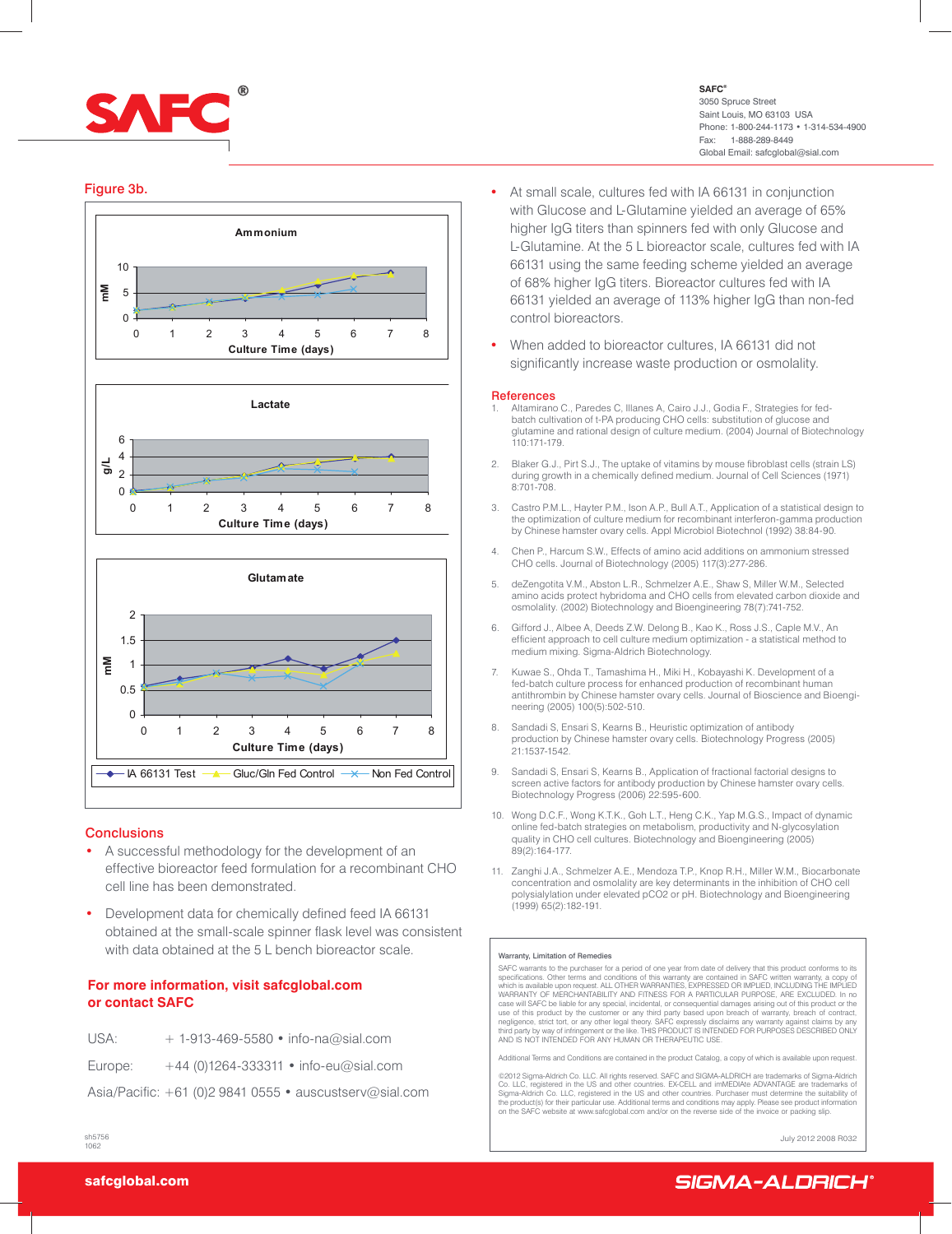SAFC®

**SAFC®**
3050 Spruce Street
Saint Louis, MO 63103 USA
Phone: 1-800-244-1173 • 1-314-534-4900
Fax: 1-888-289-8449
Global Email: safcglobal@sial.com

## Figure 3b.

Ammonium

mM

10
5
0

0 1 2 3 4 5 6 7 8

Culture Time (days)

Lactate

g/L

6
4
2
0

0 1 2 3 4 5 6 7 8

Culture Time (days)

Glutamate

mM

2
1.5
1
0.5
0

0 1 2 3 4 5 6 7 8

Culture Time (days)

IA 66131 Test   Gluc/Gln Fed Control   Non Fed Control

## Conclusions

- A successful methodology for the development of an effective bioreactor feed formulation for a recombinant CHO cell line has been demonstrated.
- Development data for chemically defined feed IA 66131 obtained at the small-scale spinner flask level was consistent with data obtained at the 5 L bench bioreactor scale.
- At small scale, cultures fed with IA 66131 in conjunction with Glucose and L-Glutamine yielded an average of 65% higher IgG titers than spinners fed with only Glucose and L-Glutamine. At the 5 L bioreactor scale, cultures fed with IA 66131 using the same feeding scheme yielded an average of 68% higher IgG titers. Bioreactor cultures fed with IA 66131 yielded an average of 113% higher IgG than non-fed control bioreactors.
- When added to bioreactor cultures, IA 66131 did not significantly increase waste production or osmolality.

## References

1. Altamirano C., Paredes C, Illanes A, Cairo J.J., Godia F., Strategies for fed-batch cultivation of t-PA producing CHO cells: substitution of glucose and glutamine and rational design of culture medium. (2004) Journal of Biotechnology 110:171-179.
2. Blaker G.J., Pirt S.J., The uptake of vitamins by mouse fibroblast cells (strain LS) during growth in a chemically defined medium. Journal of Cell Sciences (1971) 8:701-708.
3. Castro P.M.L., Hayter P.M., Ison A.P., Bull A.T., Application of a statistical design to the optimization of culture medium for recombinant interferon-gamma production by Chinese hamster ovary cells. Appl Microbiol Biotechnol (1992) 38:84-90.
4. Chen P., Harcum S.W., Effects of amino acid additions on ammonium stressed CHO cells. Journal of Biotechnology (2005) 117(3):277-286.
5. deZengotita V.M., Abston L.R., Schmelzer A.E., Shaw S, Miller W.M., Selected amino acids protect hybridoma and CHO cells from elevated carbon dioxide and osmolality. (2002) Biotechnology and Bioengineering 78(7):741-752.
6. Gifford J., Albee A, Deeds Z.W. Delong B., Kao K., Ross J.S., Caple M.V., An efficient approach to cell culture medium optimization - a statistical method to medium mixing. Sigma-Aldrich Biotechnology.
7. Kuwae S., Ohda T., Tamashima H., Miki H., Kobayashi K. Development of a fed-batch culture process for enhanced production of recombinant human antithrombin by Chinese hamster ovary cells. Journal of Bioscience and Bioengineering (2005) 100(5):502-510.
8. Sandadi S, Ensari S, Kearns B., Heuristic optimization of antibody production by Chinese hamster ovary cells. Biotechnology Progress (2005) 21:1537-1542.
9. Sandadi S, Ensari S, Kearns B., Application of fractional factorial designs to screen active factors for antibody production by Chinese hamster ovary cells. Biotechnology Progress (2006) 22:595-600.
10. Wong D.C.F., Wong K.T.K., Goh L.T., Heng C.K., Yap M.G.S., Impact of dynamic online fed-batch strategies on metabolism, productivity and N-glycosylation quality in CHO cell cultures. Biotechnology and Bioengineering (2005) 89(2):164-177.
11. Zanghi J.A., Schmelzer A.E., Mendoza T.P., Knop R.H., Miller W.M., Biocarbonate concentration and osmolality are key determinants in the inhibition of CHO cell polysialylation under elevated pCO2 or pH. Biotechnology and Bioengineering (1999) 65(2):182-191.

**For more information, visit safcglobal.com or contact SAFC**

USA: + 1-913-469-5580 • info-na@sial.com

Europe: +44 (0)1264-333311 • info-eu@sial.com

Asia/Pacific: +61 (0)2 9841 0555 • auscustserv@sial.com

#### Warranty, Limitation of Remedies

SAFC warrants to the purchaser for a period of one year from date of delivery that this product conforms to its specifications. Other terms and conditions of this warranty are contained in SAFC written warranty, a copy of which is available upon request. ALL OTHER WARRANTIES, EXPRESSED OR IMPLIED, INCLUDING THE IMPLIED WARRANTY OF MERCHANTABILITY AND FITNESS FOR A PARTICULAR PURPOSE, ARE EXCLUDED. In no case will SAFC be liable for any special, incidental, or consequential damages arising out of this product or the use of this product by the customer or any third party based upon breach of warranty, breach of contract, negligence, strict tort, or any other legal theory. SAFC expressly disclaims any warranty against claims by any third party by way of infringement or the like. THIS PRODUCT IS INTENDED FOR PURPOSES DESCRIBED ONLY AND IS NOT INTENDED FOR ANY HUMAN OR THERAPEUTIC USE.

Additional Terms and Conditions are contained in the product Catalog, a copy of which is available upon request.

©2012 Sigma-Aldrich Co. LLC. All rights reserved. SAFC and SIGMA-ALDRICH are trademarks of Sigma-Aldrich Co. LLC, registered in the US and other countries. EX-CELL and imMEDIAte ADVANTAGE are trademarks of Sigma-Aldrich Co. LLC, registered in the US and other countries. Purchaser must determine the suitability of the product(s) for their particular use. Additional terms and conditions may apply. Please see product information on the SAFC website at www.safcglobal.com and/or on the reverse side of the invoice or packing slip.

July 2012 2008 R032

sh5756
1062

safcglobal.com

SIGMA-ALDRICH®